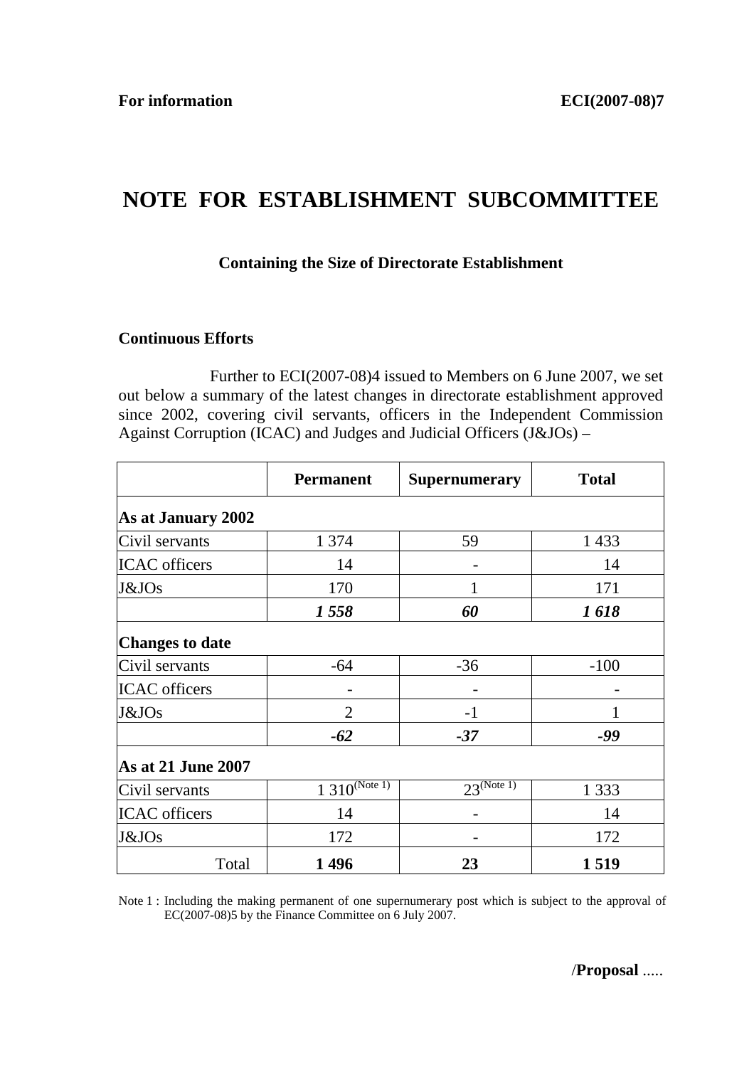**For information** **ECI(2007-08)7**

# NOTE FOR ESTABLISHMENT SUBCOMMITTEE

### Containing the Size of Directorate Establishment

### Continuous Efforts

Further to ECI(2007-08)4 issued to Members on 6 June 2007, we set out below a summary of the latest changes in directorate establishment approved since 2002, covering civil servants, officers in the Independent Commission Against Corruption (ICAC) and Judges and Judicial Officers (J&JOs) –

| | **Permanent** | **Supernumerary** | **Total** |
|---|---|---|---|
| **As at January 2002** | | | |
| Civil servants | 1 374 | 59 | 1 433 |
| ICAC officers | 14 | - | 14 |
| J&JOs | 170 | 1 | 171 |
| | ***1 558*** | ***60*** | ***1 618*** |
| **Changes to date** | | | |
| Civil servants | -64 | -36 | -100 |
| ICAC officers | - | - | - |
| J&JOs | 2 | -1 | 1 |
| | ***-62*** | ***-37*** | ***-99*** |
| **As at 21 June 2007** | | | |
| Civil servants | 1 310 (Note 1) | 23 (Note 1) | 1 333 |
| ICAC officers | 14 | - | 14 |
| J&JOs | 172 | - | 172 |
| Total | **1 496** | **23** | **1 519** |

Note 1 : Including the making permanent of one supernumerary post which is subject to the approval of EC(2007-08)5 by the Finance Committee on 6 July 2007.

/**Proposal** .....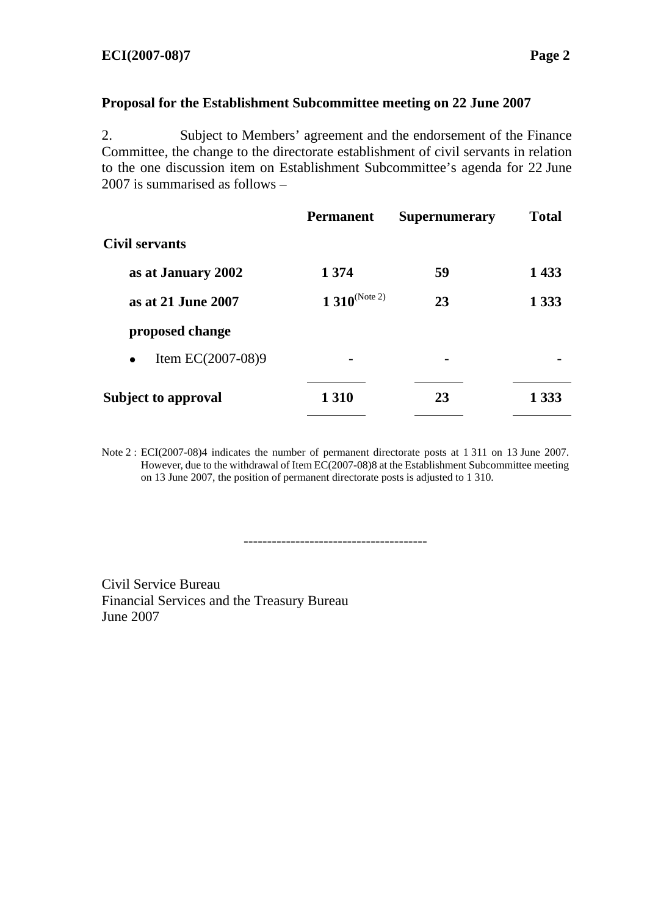**Proposal for the Establishment Subcommittee meeting on 22 June 2007**

2. Subject to Members' agreement and the endorsement of the Finance Committee, the change to the directorate establishment of civil servants in relation to the one discussion item on Establishment Subcommittee's agenda for 22 June 2007 is summarised as follows –

| | Permanent | Supernumerary | Total |
|---|---|---|---|
| **Civil servants** | | | |
| **as at January 2002** | **1 374** | **59** | **1 433** |
| **as at 21 June 2007** | **1 310**(Note 2) | **23** | **1 333** |
| **proposed change** | | | |
| • Item EC(2007-08)9 | - | - | - |
| **Subject to approval** | **1 310** | **23** | **1 333** |

Note 2 : ECI(2007-08)4 indicates the number of permanent directorate posts at 1 311 on 13 June 2007. However, due to the withdrawal of Item EC(2007-08)8 at the Establishment Subcommittee meeting on 13 June 2007, the position of permanent directorate posts is adjusted to 1 310.

--------------------------------------

Civil Service Bureau
Financial Services and the Treasury Bureau
June 2007